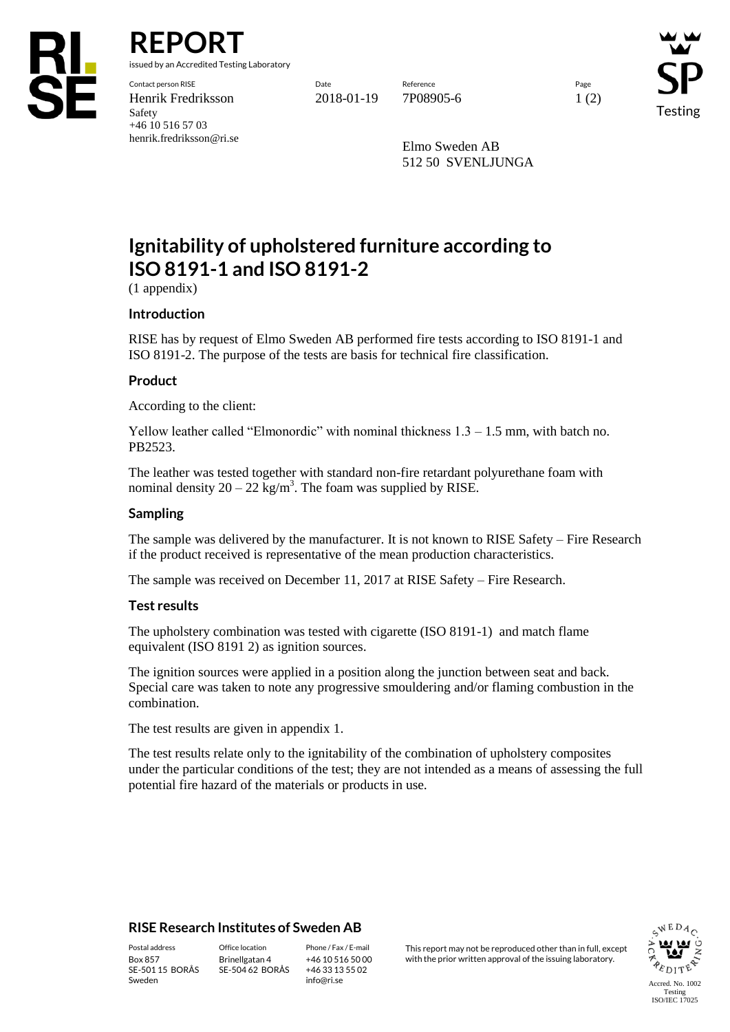# REPORT

issued by an Accredited Testing Laboratory

Contact person RISE
Henrik Fredriksson
Safety
+46 10 516 57 03
henrik.fredriksson@ri.se

Date
2018-01-19

Reference
7P08905-6

Elmo Sweden AB
512 50 SVENLJUNGA

## Ignitability of upholstered furniture according to ISO 8191-1 and ISO 8191-2

(1 appendix)

### Introduction

RISE has by request of Elmo Sweden AB performed fire tests according to ISO 8191-1 and ISO 8191-2. The purpose of the tests are basis for technical fire classification.

### Product

According to the client:

Yellow leather called "Elmonordic" with nominal thickness 1.3 – 1.5 mm, with batch no. PB2523.

The leather was tested together with standard non-fire retardant polyurethane foam with nominal density 20 – 22 $kg/m^3$. The foam was supplied by RISE.

### Sampling

The sample was delivered by the manufacturer. It is not known to RISE Safety – Fire Research if the product received is representative of the mean production characteristics.

The sample was received on December 11, 2017 at RISE Safety – Fire Research.

### Test results

The upholstery combination was tested with cigarette (ISO 8191-1) and match flame equivalent (ISO 8191 2) as ignition sources.

The ignition sources were applied in a position along the junction between seat and back. Special care was taken to note any progressive smouldering and/or flaming combustion in the combination.

The test results are given in appendix 1.

The test results relate only to the ignitability of the combination of upholstery composites under the particular conditions of the test; they are not intended as a means of assessing the full potential fire hazard of the materials or products in use.

**RISE Research Institutes of Sweden AB**

| Postal address | Office location | Phone / Fax / E-mail |
|---|---|---|
| Box 857 | Brinellgatan 4 | +46 10 516 50 00 |
| SE-501 15 BORÅS | SE-504 62 BORÅS | +46 33 13 55 02 |
| Sweden | | info@ri.se |

This report may not be reproduced other than in full, except with the prior written approval of the issuing laboratory.

Accred. No. 1002
Testing
ISO/IEC 17025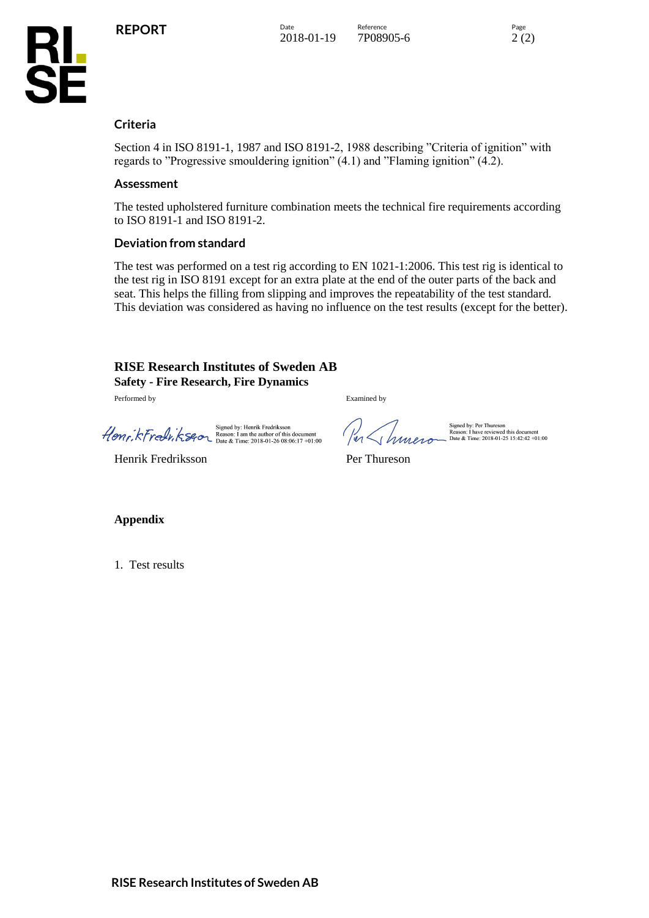## Criteria

Section 4 in ISO 8191-1, 1987 and ISO 8191-2, 1988 describing ”Criteria of ignition” with regards to ”Progressive smouldering ignition” (4.1) and ”Flaming ignition” (4.2).

## Assessment

The tested upholstered furniture combination meets the technical fire requirements according to ISO 8191-1 and ISO 8191-2.

## Deviation from standard

The test was performed on a test rig according to EN 1021-1:2006. This test rig is identical to the test rig in ISO 8191 except for an extra plate at the end of the outer parts of the back and seat. This helps the filling from slipping and improves the repeatability of the test standard. This deviation was considered as having no influence on the test results (except for the better).

**RISE Research Institutes of Sweden AB**
**Safety - Fire Research, Fire Dynamics**

| Performed by | Examined by |
|---|---|
| Signed by: Henrik Fredriksson<br>Reason: I am the author of this document<br>Date & Time: 2018-01-26 08:06:17 +01:00 | Signed by: Per Thureson<br>Reason: I have reviewed this document<br>Date & Time: 2018-01-25 15:42:42 +01:00 |
| Henrik Fredriksson | Per Thureson |

**Appendix**

1. Test results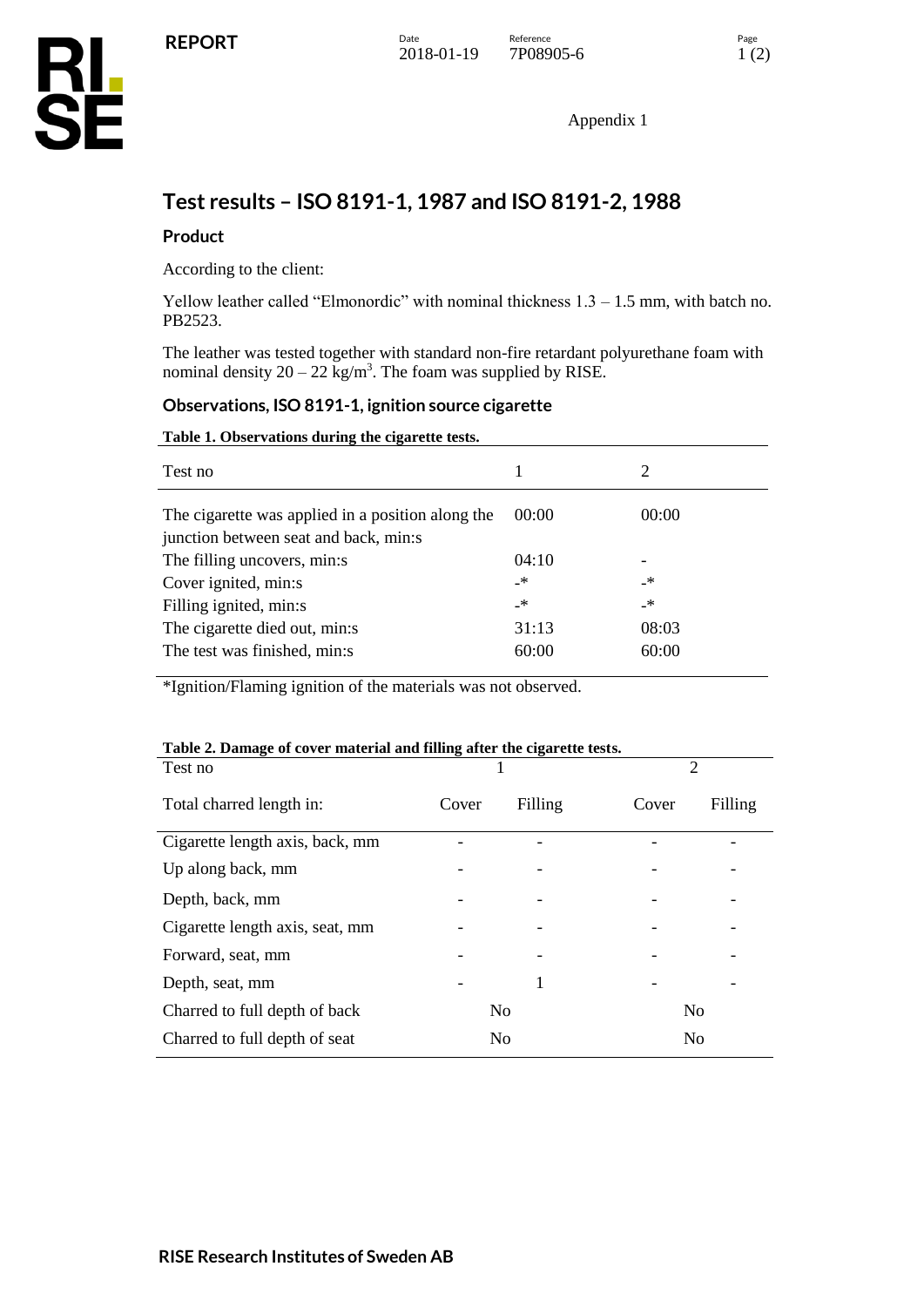Appendix 1

# Test results – ISO 8191-1, 1987 and ISO 8191-2, 1988

### Product

According to the client:

Yellow leather called “Elmonordic” with nominal thickness 1.3 – 1.5 mm, with batch no. PB2523.

The leather was tested together with standard non-fire retardant polyurethane foam with nominal density 20 – 22 kg/m$^3$. The foam was supplied by RISE.

### Observations, ISO 8191-1, ignition source cigarette

**Table 1. Observations during the cigarette tests.**

| Test no | 1 | 2 |
|---|---|---|
| The cigarette was applied in a position along the junction between seat and back, min:s | 00:00 | 00:00 |
| The filling uncovers, min:s | 04:10 | - |
| Cover ignited, min:s | -* | -* |
| Filling ignited, min:s | -* | -* |
| The cigarette died out, min:s | 31:13 | 08:03 |
| The test was finished, min:s | 60:00 | 60:00 |

*Ignition/Flaming ignition of the materials was not observed.

**Table 2. Damage of cover material and filling after the cigarette tests.**

| Test no | 1 | | 2 | |
|---|---|---|---|---|
| Total charred length in: | Cover | Filling | Cover | Filling |
| Cigarette length axis, back, mm | - | - | - | - |
| Up along back, mm | - | - | - | - |
| Depth, back, mm | - | - | - | - |
| Cigarette length axis, seat, mm | - | - | - | - |
| Forward, seat, mm | - | - | - | - |
| Depth, seat, mm | - | 1 | - | - |
| Charred to full depth of back | No | | No | |
| Charred to full depth of seat | No | | No | |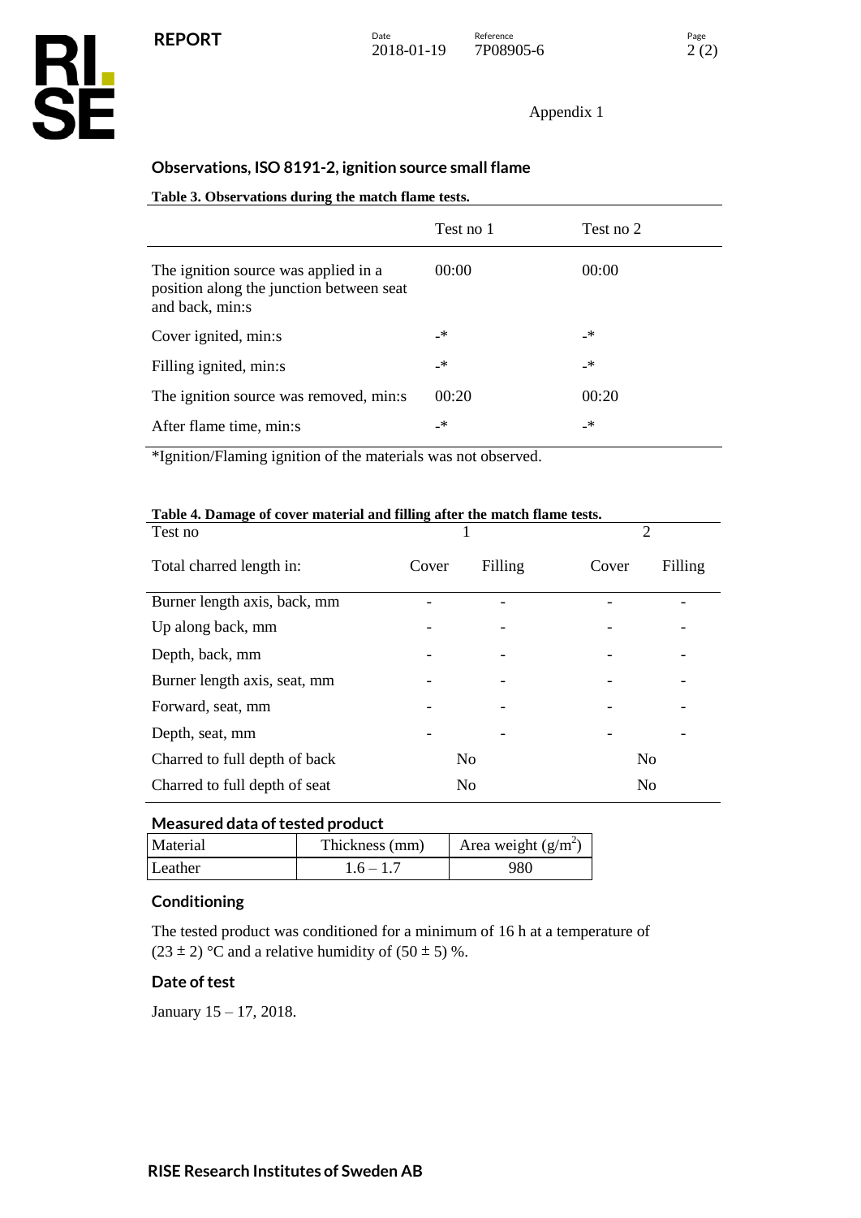Appendix 1

## Observations, ISO 8191-2, ignition source small flame

**Table 3. Observations during the match flame tests.**

| | Test no 1 | Test no 2 |
|---|---|---|
| The ignition source was applied in a position along the junction between seat and back, min:s | 00:00 | 00:00 |
| Cover ignited, min:s | -* | -* |
| Filling ignited, min:s | -* | -* |
| The ignition source was removed, min:s | 00:20 | 00:20 |
| After flame time, min:s | -* | -* |

*Ignition/Flaming ignition of the materials was not observed.

**Table 4. Damage of cover material and filling after the match flame tests.**

| Test no | 1 | | 2 | |
|---|---|---|---|---|
| Total charred length in: | Cover | Filling | Cover | Filling |
| Burner length axis, back, mm | - | - | - | - |
| Up along back, mm | - | - | - | - |
| Depth, back, mm | - | - | - | - |
| Burner length axis, seat, mm | - | - | - | - |
| Forward, seat, mm | - | - | - | - |
| Depth, seat, mm | - | - | - | - |
| Charred to full depth of back | No | | No | |
| Charred to full depth of seat | No | | No | |

### Measured data of tested product

| Material | Thickness (mm) | Area weight ($g/m^2$) |
|---|---|---|
| Leather | 1.6 – 1.7 | 980 |

### Conditioning

The tested product was conditioned for a minimum of 16 h at a temperature of (23 ± 2) °C and a relative humidity of (50 ± 5) %.

### Date of test

January 15 – 17, 2018.